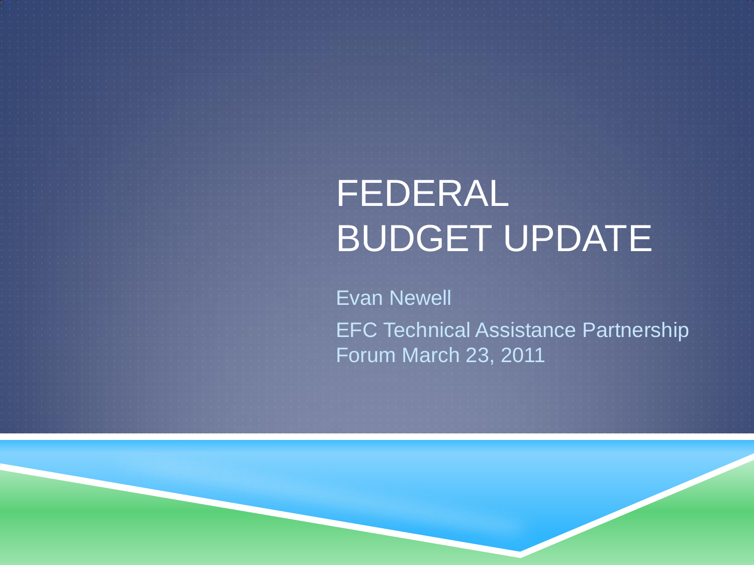# FEDERAL BUDGET UPDATE

Evan Newell

EFC Technical Assistance Partnership Forum March 23, 2011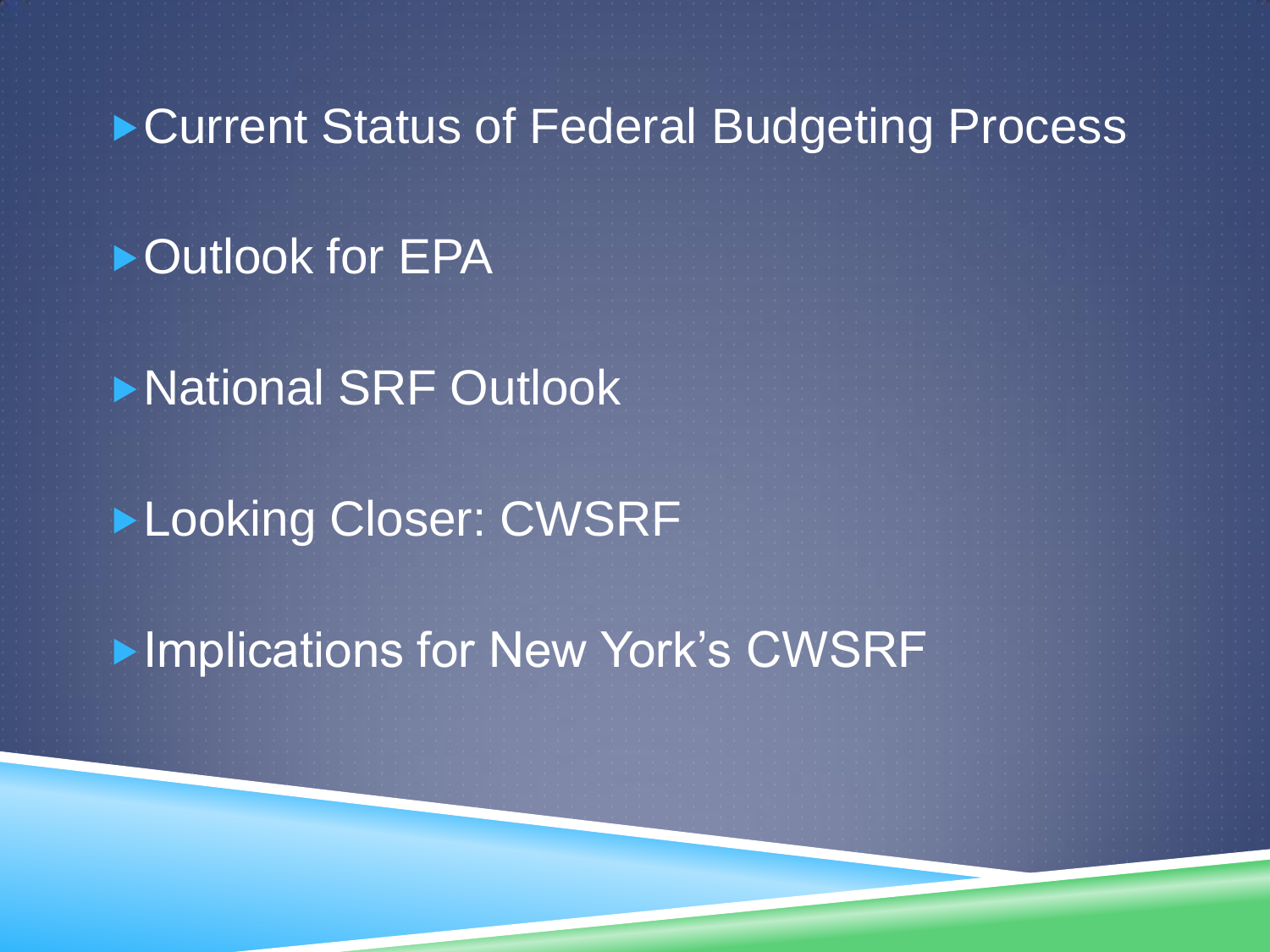- Current Status of Federal Budgeting Process
- Outlook for EPA
- National SRF Outlook
- Looking Closer: CWSRF
- Implications for New York's CWSRF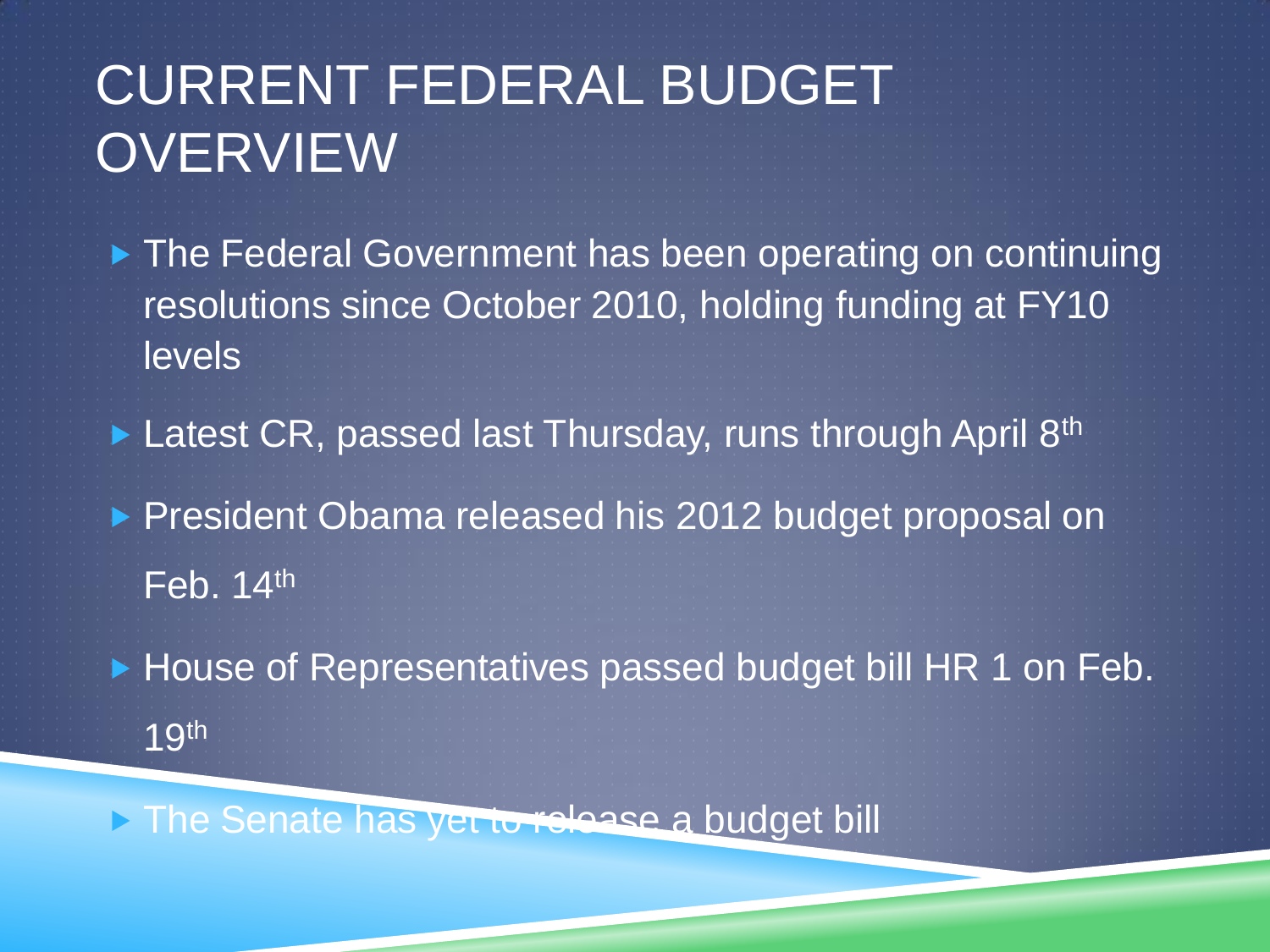# CURRENT FEDERAL BUDGET OVERVIEW

- The Federal Government has been operating on continuing resolutions since October 2010, holding funding at FY10 levels
- Latest CR, passed last Thursday, runs through April 8th
- President Obama released his 2012 budget proposal on Feb. 14th
- House of Representatives passed budget bill HR 1 on Feb. 19th
- The Senate has yet to release a budget bill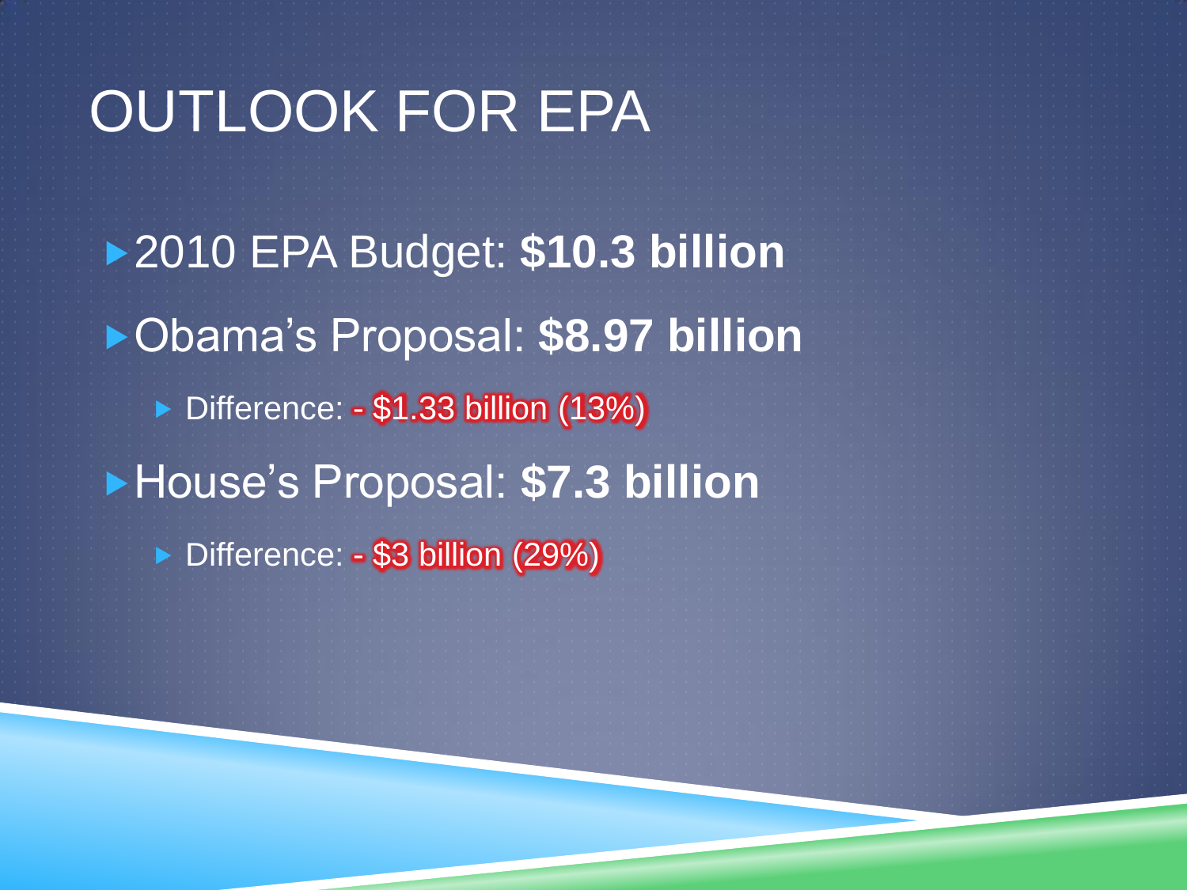# OUTLOOK FOR EPA

- 2010 EPA Budget: **$10.3 billion**
- Obama's Proposal: **$8.97 billion**
  - Difference: - $1.33 billion (13%)
- House's Proposal: **$7.3 billion**
  - Difference: - $3 billion (29%)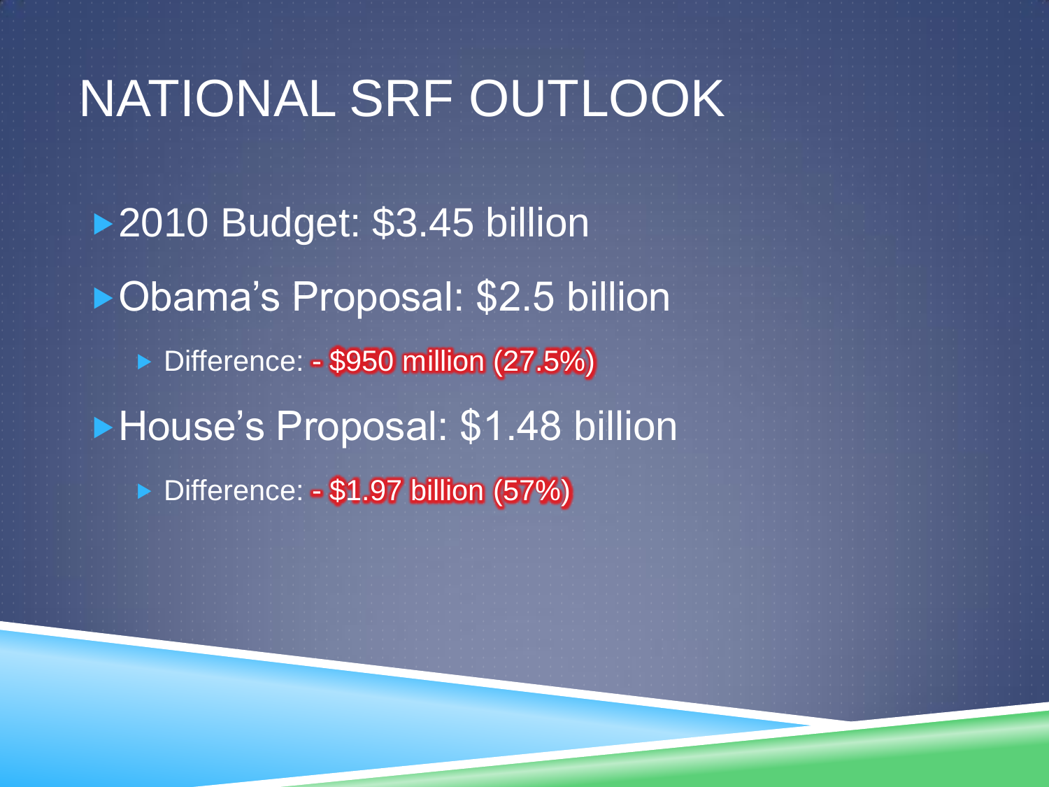# NATIONAL SRF OUTLOOK

- 2010 Budget: $3.45 billion
- Obama's Proposal: $2.5 billion
  - Difference: - $950 million (27.5%)
- House's Proposal: $1.48 billion
  - Difference: - $1.97 billion (57%)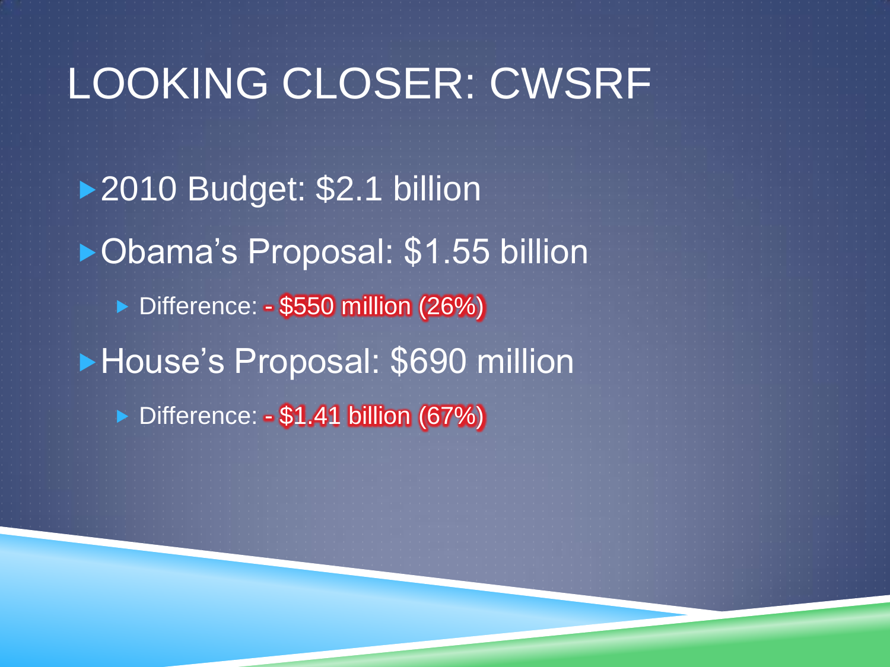# LOOKING CLOSER: CWSRF

- 2010 Budget: $2.1 billion
- Obama's Proposal: $1.55 billion
  - Difference: - $550 million (26%)
- House's Proposal: $690 million
  - Difference: - $1.41 billion (67%)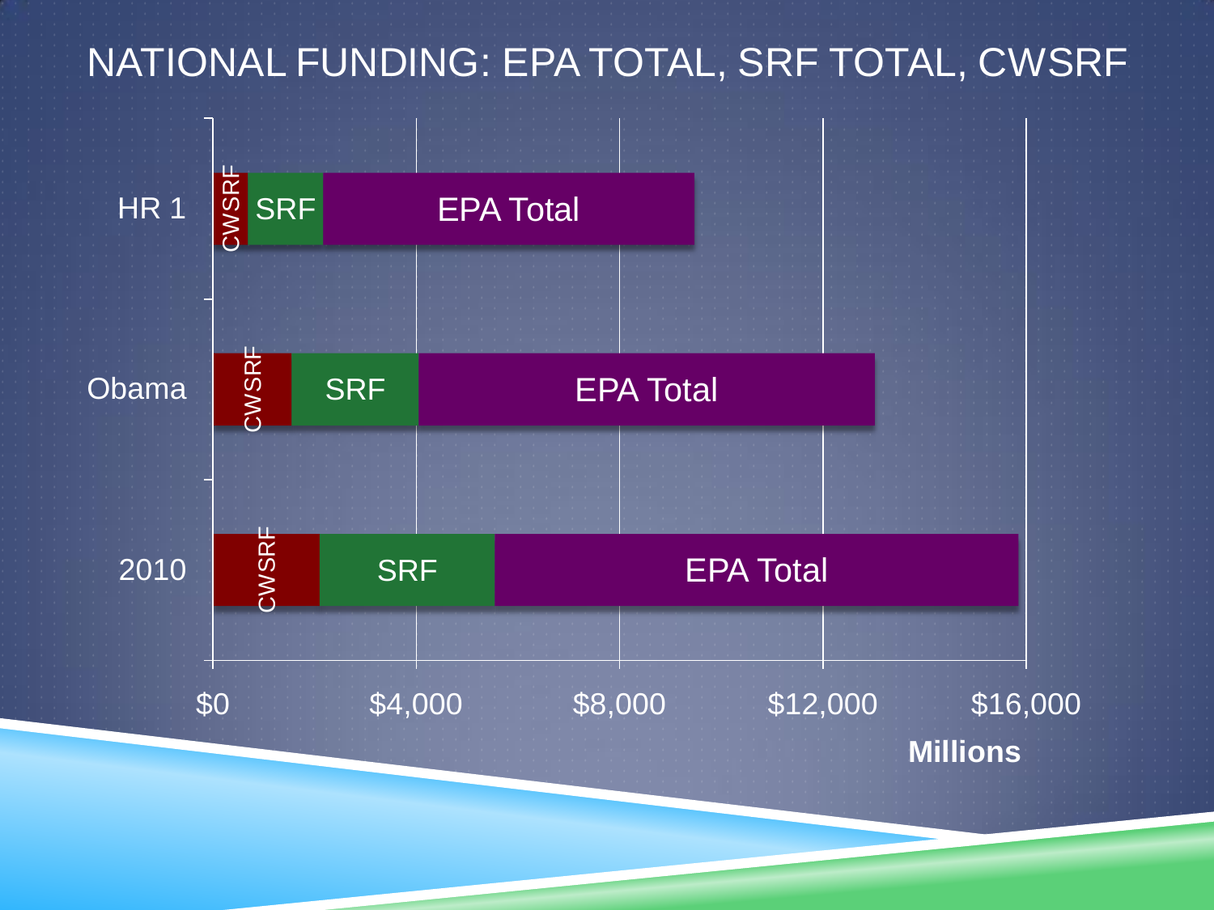# NATIONAL FUNDING: EPA TOTAL, SRF TOTAL, CWSRF

HR 1 — CWSRF | SRF | EPA Total

Obama — CWSRF | SRF | EPA Total

2010 — CWSRF | SRF | EPA Total

$0 $4,000 $8,000 $12,000 $16,000

**Millions**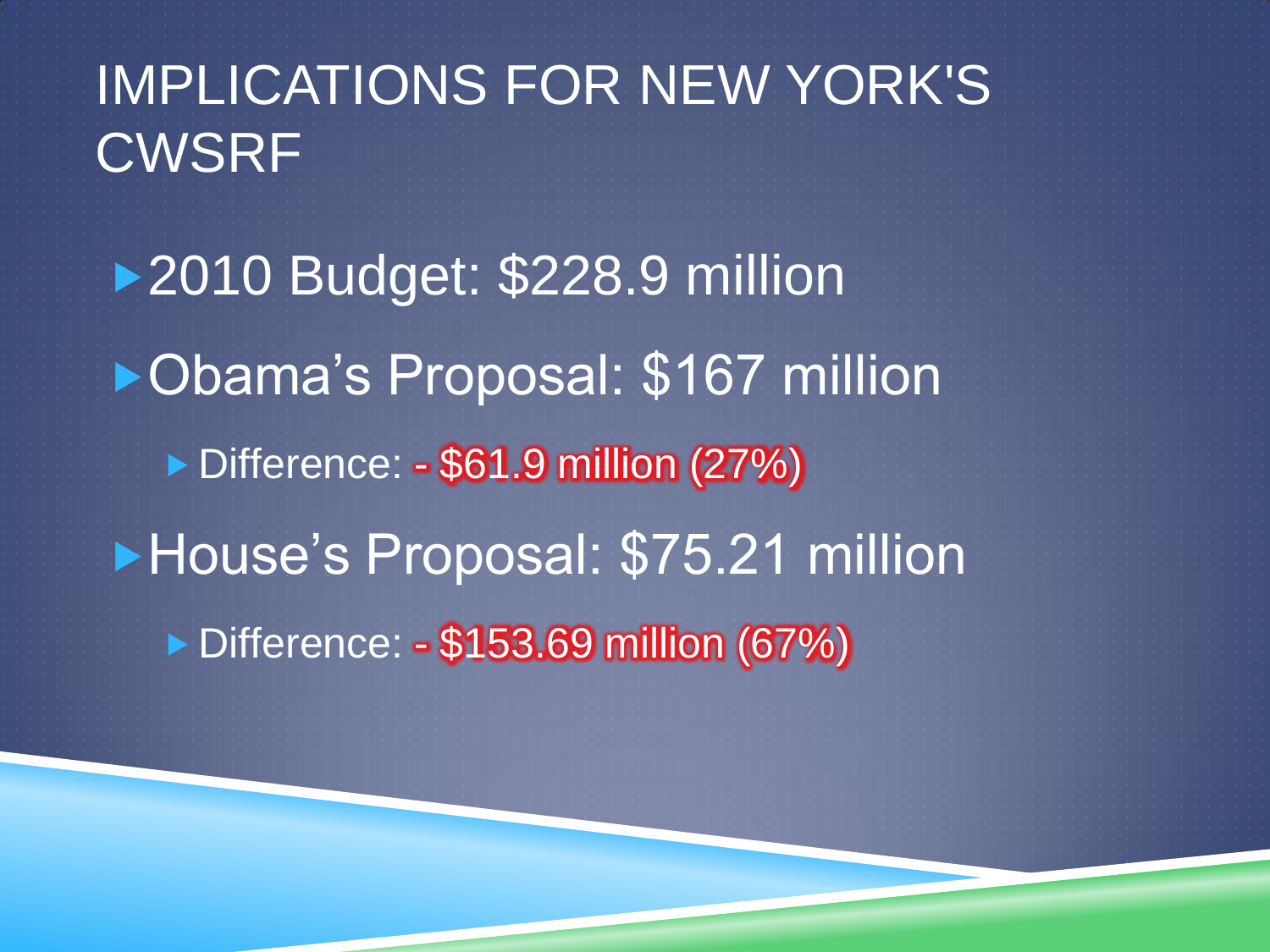# IMPLICATIONS FOR NEW YORK'S CWSRF

- 2010 Budget: $228.9 million
- Obama's Proposal: $167 million
  - Difference: - $61.9 million (27%)
- House's Proposal: $75.21 million
  - Difference: - $153.69 million (67%)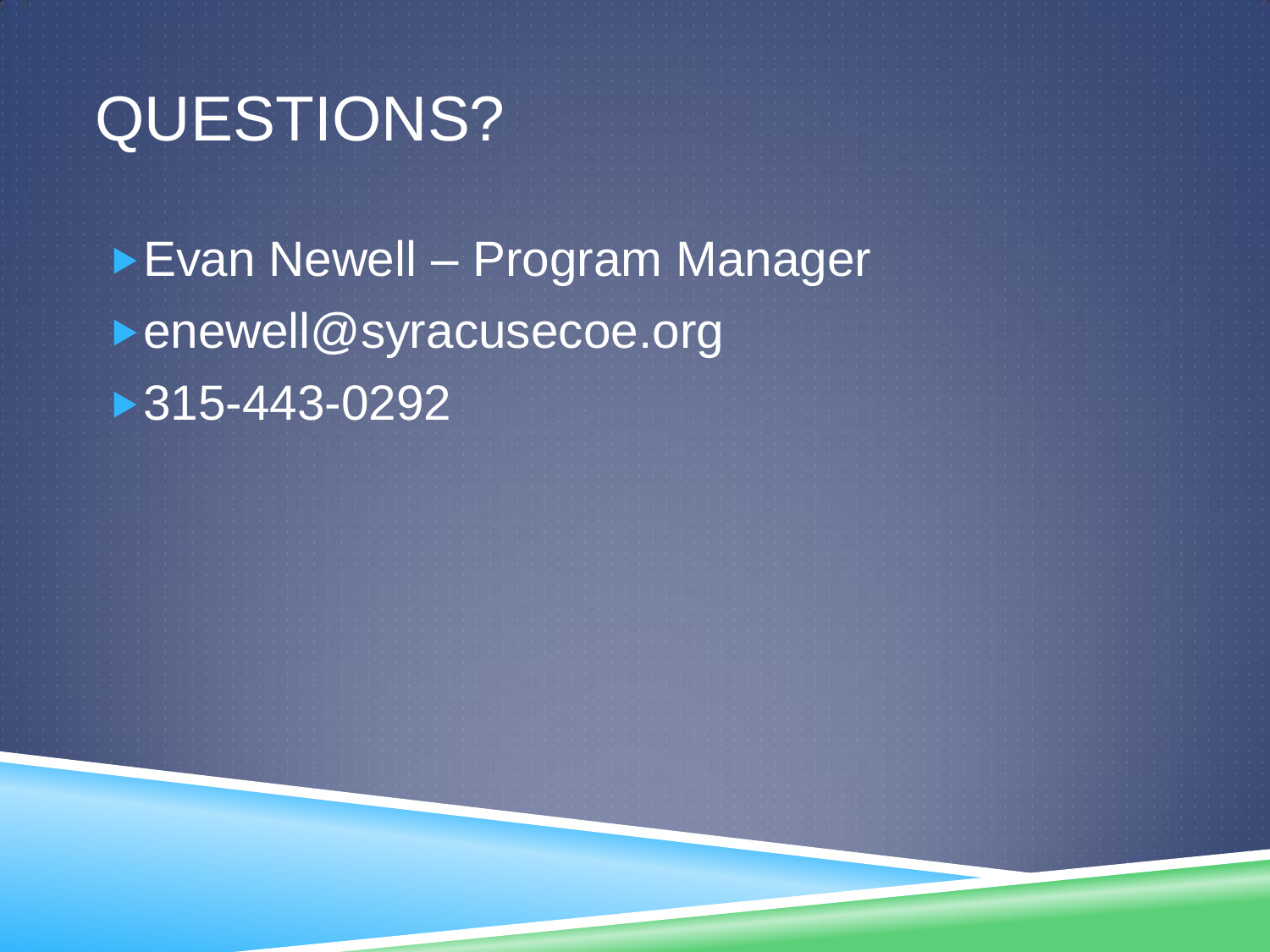# QUESTIONS?

- Evan Newell – Program Manager
- enewell@syracusecoe.org
- 315-443-0292